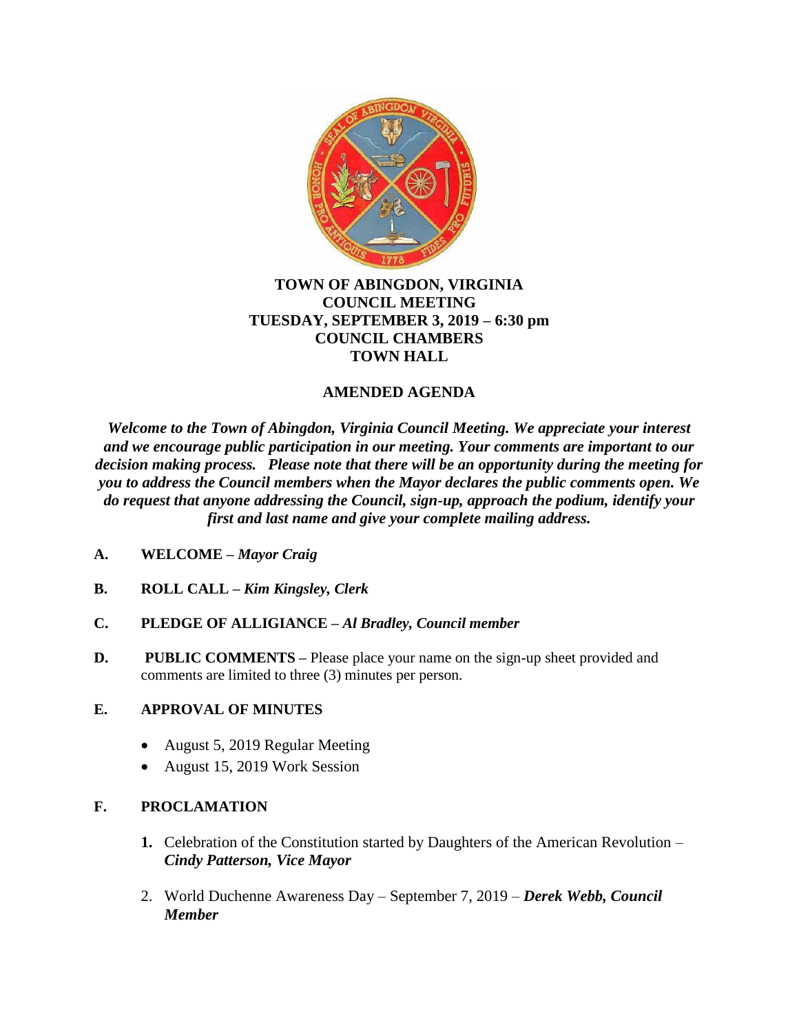**TOWN OF ABINGDON, VIRGINIA**
**COUNCIL MEETING**
**TUESDAY, SEPTEMBER 3, 2019 – 6:30 pm**
**COUNCIL CHAMBERS**
**TOWN HALL**

**AMENDED AGENDA**

***Welcome to the Town of Abingdon, Virginia Council Meeting. We appreciate your interest and we encourage public participation in our meeting. Your comments are important to our decision making process. Please note that there will be an opportunity during the meeting for you to address the Council members when the Mayor declares the public comments open. We do request that anyone addressing the Council, sign-up, approach the podium, identify your first and last name and give your complete mailing address.***

**A. WELCOME –** ***Mayor Craig***

**B. ROLL CALL –** ***Kim Kingsley, Clerk***

**C. PLEDGE OF ALLIGIANCE –** ***Al Bradley, Council member***

**D. PUBLIC COMMENTS –** Please place your name on the sign-up sheet provided and comments are limited to three (3) minutes per person.

**E. APPROVAL OF MINUTES**

- August 5, 2019 Regular Meeting
- August 15, 2019 Work Session

**F. PROCLAMATION**

1. Celebration of the Constitution started by Daughters of the American Revolution – ***Cindy Patterson, Vice Mayor***
2. World Duchenne Awareness Day – September 7, 2019 – ***Derek Webb, Council Member***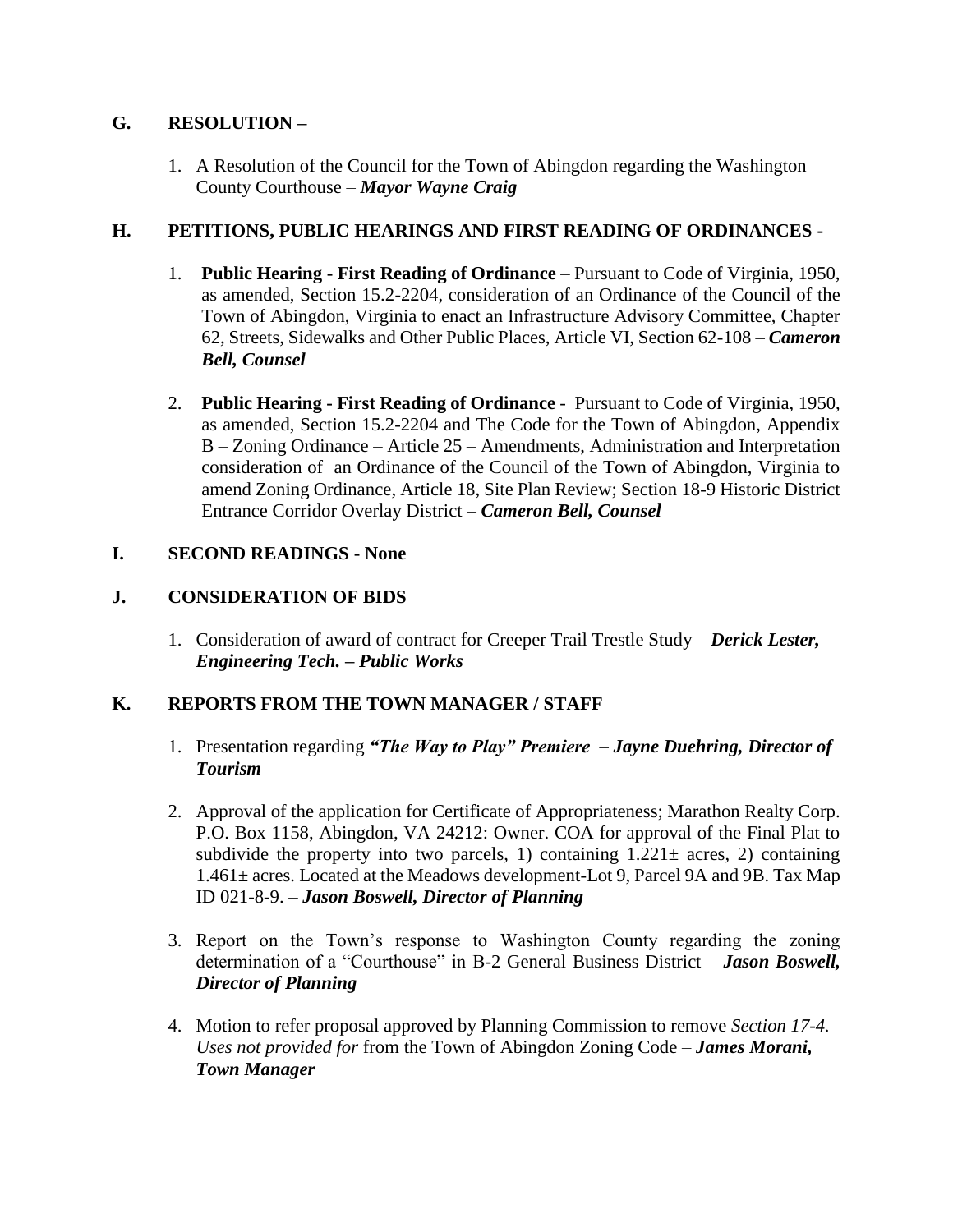## G. RESOLUTION –

1. A Resolution of the Council for the Town of Abingdon regarding the Washington County Courthouse – ***Mayor Wayne Craig***

## H. PETITIONS, PUBLIC HEARINGS AND FIRST READING OF ORDINANCES -

1. **Public Hearing - First Reading of Ordinance** – Pursuant to Code of Virginia, 1950, as amended, Section 15.2-2204, consideration of an Ordinance of the Council of the Town of Abingdon, Virginia to enact an Infrastructure Advisory Committee, Chapter 62, Streets, Sidewalks and Other Public Places, Article VI, Section 62-108 – ***Cameron Bell, Counsel***

2. **Public Hearing - First Reading of Ordinance** - Pursuant to Code of Virginia, 1950, as amended, Section 15.2-2204 and The Code for the Town of Abingdon, Appendix B – Zoning Ordinance – Article 25 – Amendments, Administration and Interpretation consideration of an Ordinance of the Council of the Town of Abingdon, Virginia to amend Zoning Ordinance, Article 18, Site Plan Review; Section 18-9 Historic District Entrance Corridor Overlay District – ***Cameron Bell, Counsel***

## I. SECOND READINGS - None

## J. CONSIDERATION OF BIDS

1. Consideration of award of contract for Creeper Trail Trestle Study – ***Derick Lester, Engineering Tech. – Public Works***

## K. REPORTS FROM THE TOWN MANAGER / STAFF

1. Presentation regarding ***"The Way to Play" Premiere*** – ***Jayne Duehring, Director of Tourism***

2. Approval of the application for Certificate of Appropriateness; Marathon Realty Corp. P.O. Box 1158, Abingdon, VA 24212: Owner. COA for approval of the Final Plat to subdivide the property into two parcels, 1) containing 1.221± acres, 2) containing 1.461± acres. Located at the Meadows development-Lot 9, Parcel 9A and 9B. Tax Map ID 021-8-9. – ***Jason Boswell, Director of Planning***

3. Report on the Town's response to Washington County regarding the zoning determination of a "Courthouse" in B-2 General Business District – ***Jason Boswell, Director of Planning***

4. Motion to refer proposal approved by Planning Commission to remove *Section 17-4. Uses not provided for* from the Town of Abingdon Zoning Code – ***James Morani, Town Manager***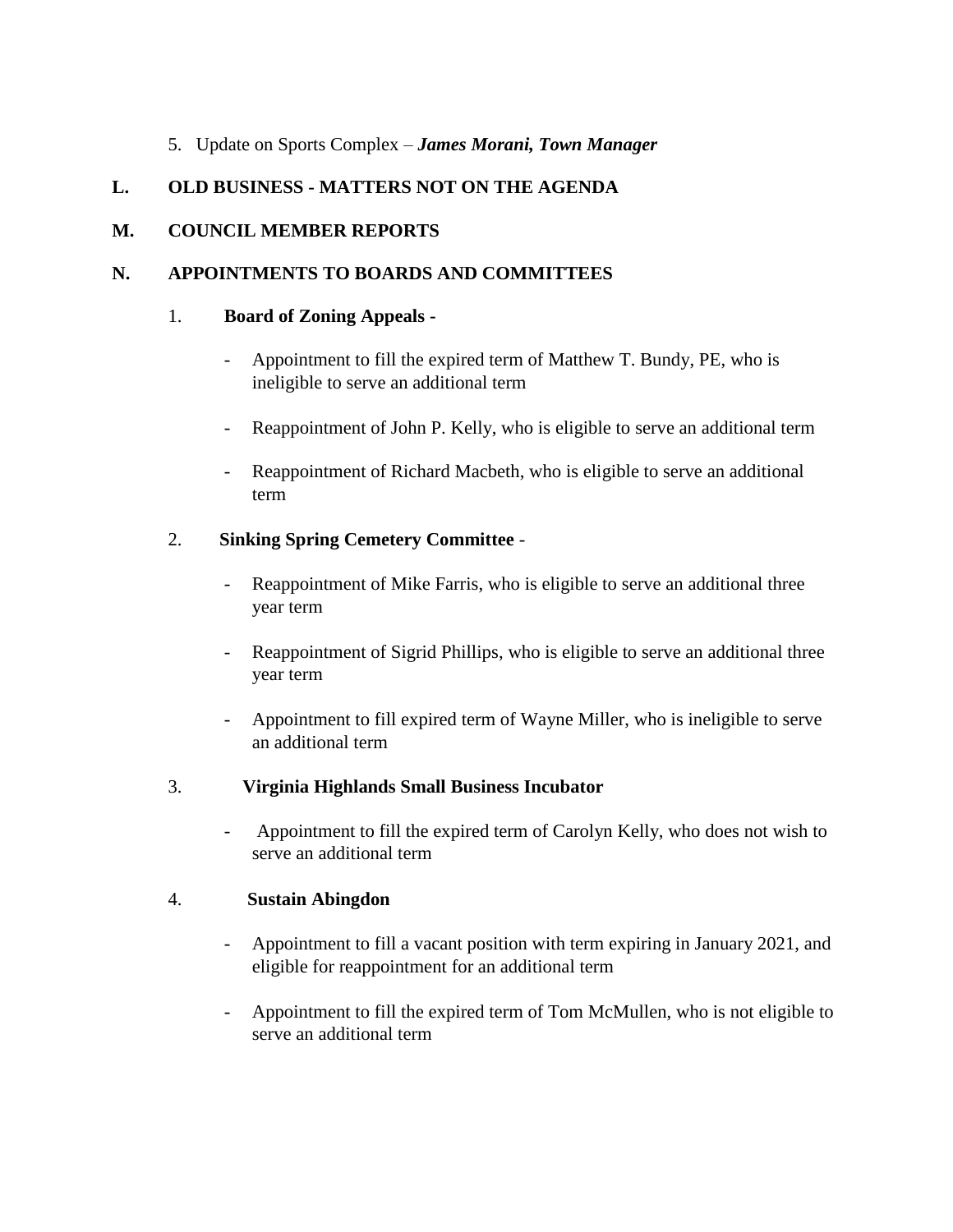5. Update on Sports Complex – ***James Morani, Town Manager***

## L. OLD BUSINESS - MATTERS NOT ON THE AGENDA

## M. COUNCIL MEMBER REPORTS

## N. APPOINTMENTS TO BOARDS AND COMMITTEES

1. **Board of Zoning Appeals -**

   - Appointment to fill the expired term of Matthew T. Bundy, PE, who is ineligible to serve an additional term
   - Reappointment of John P. Kelly, who is eligible to serve an additional term
   - Reappointment of Richard Macbeth, who is eligible to serve an additional term

2. **Sinking Spring Cemetery Committee** -

   - Reappointment of Mike Farris, who is eligible to serve an additional three year term
   - Reappointment of Sigrid Phillips, who is eligible to serve an additional three year term
   - Appointment to fill expired term of Wayne Miller, who is ineligible to serve an additional term

3. **Virginia Highlands Small Business Incubator**

   - Appointment to fill the expired term of Carolyn Kelly, who does not wish to serve an additional term

4. **Sustain Abingdon**

   - Appointment to fill a vacant position with term expiring in January 2021, and eligible for reappointment for an additional term
   - Appointment to fill the expired term of Tom McMullen, who is not eligible to serve an additional term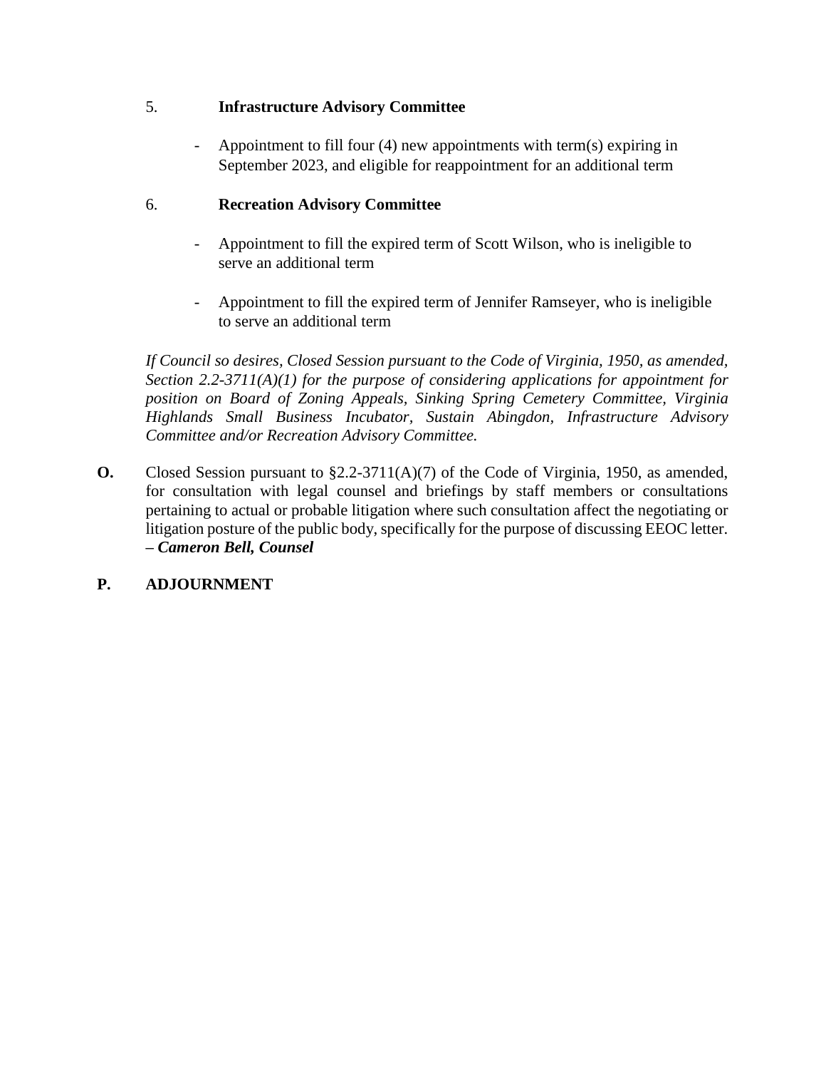5. **Infrastructure Advisory Committee**

   - Appointment to fill four (4) new appointments with term(s) expiring in September 2023, and eligible for reappointment for an additional term

6. **Recreation Advisory Committee**

   - Appointment to fill the expired term of Scott Wilson, who is ineligible to serve an additional term

   - Appointment to fill the expired term of Jennifer Ramseyer, who is ineligible to serve an additional term

*If Council so desires, Closed Session pursuant to the Code of Virginia, 1950, as amended, Section 2.2-3711(A)(1) for the purpose of considering applications for appointment for position on Board of Zoning Appeals, Sinking Spring Cemetery Committee, Virginia Highlands Small Business Incubator, Sustain Abingdon, Infrastructure Advisory Committee and/or Recreation Advisory Committee.*

**O.** Closed Session pursuant to §2.2-3711(A)(7) of the Code of Virginia, 1950, as amended, for consultation with legal counsel and briefings by staff members or consultations pertaining to actual or probable litigation where such consultation affect the negotiating or litigation posture of the public body, specifically for the purpose of discussing EEOC letter. ***– Cameron Bell, Counsel***

**P. ADJOURNMENT**